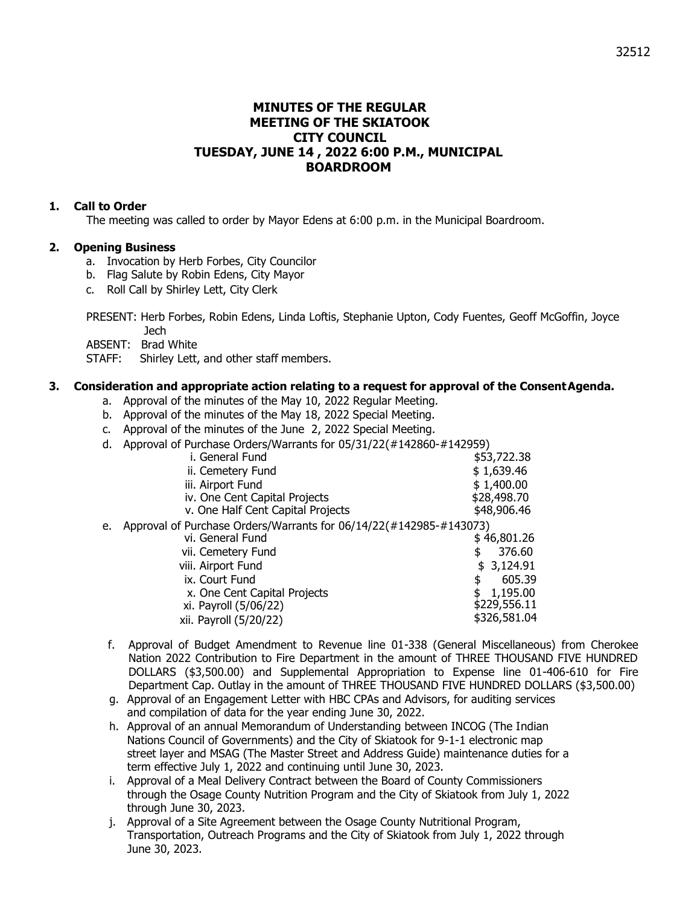# MINUTES OF THE REGULAR MEETING OF THE SKIATOOK CITY COUNCIL TUESDAY, JUNE 14 , 2022 6:00 P.M., MUNICIPAL BOARDROOM

**1. Call to Order**

The meeting was called to order by Mayor Edens at 6:00 p.m. in the Municipal Boardroom.

**2. Opening Business**

a. Invocation by Herb Forbes, City Councilor
b. Flag Salute by Robin Edens, City Mayor
c. Roll Call by Shirley Lett, City Clerk

PRESENT: Herb Forbes, Robin Edens, Linda Loftis, Stephanie Upton, Cody Fuentes, Geoff McGoffin, Joyce Jech
ABSENT: Brad White
STAFF: Shirley Lett, and other staff members.

**3. Consideration and appropriate action relating to a request for approval of the Consent Agenda.**

a. Approval of the minutes of the May 10, 2022 Regular Meeting.
b. Approval of the minutes of the May 18, 2022 Special Meeting.
c. Approval of the minutes of the June 2, 2022 Special Meeting.
d. Approval of Purchase Orders/Warrants for 05/31/22(#142860-#142959)

| | |
|---|---|
| i. General Fund | $53,722.38 |
| ii. Cemetery Fund | $ 1,639.46 |
| iii. Airport Fund | $ 1,400.00 |
| iv. One Cent Capital Projects | $28,498.70 |
| v. One Half Cent Capital Projects | $48,906.46 |

e. Approval of Purchase Orders/Warrants for 06/14/22(#142985-#143073)

| | |
|---|---|
| vi. General Fund | $ 46,801.26 |
| vii. Cemetery Fund | $ 376.60 |
| viii. Airport Fund | $ 3,124.91 |
| ix. Court Fund | $ 605.39 |
| x. One Cent Capital Projects | $ 1,195.00 |
| xi. Payroll (5/06/22) | $229,556.11 |
| xii. Payroll (5/20/22) | $326,581.04 |

f. Approval of Budget Amendment to Revenue line 01-338 (General Miscellaneous) from Cherokee Nation 2022 Contribution to Fire Department in the amount of THREE THOUSAND FIVE HUNDRED DOLLARS ($3,500.00) and Supplemental Appropriation to Expense line 01-406-610 for Fire Department Cap. Outlay in the amount of THREE THOUSAND FIVE HUNDRED DOLLARS ($3,500.00)
g. Approval of an Engagement Letter with HBC CPAs and Advisors, for auditing services and compilation of data for the year ending June 30, 2022.
h. Approval of an annual Memorandum of Understanding between INCOG (The Indian Nations Council of Governments) and the City of Skiatook for 9-1-1 electronic map street layer and MSAG (The Master Street and Address Guide) maintenance duties for a term effective July 1, 2022 and continuing until June 30, 2023.
i. Approval of a Meal Delivery Contract between the Board of County Commissioners through the Osage County Nutrition Program and the City of Skiatook from July 1, 2022 through June 30, 2023.
j. Approval of a Site Agreement between the Osage County Nutritional Program, Transportation, Outreach Programs and the City of Skiatook from July 1, 2022 through June 30, 2023.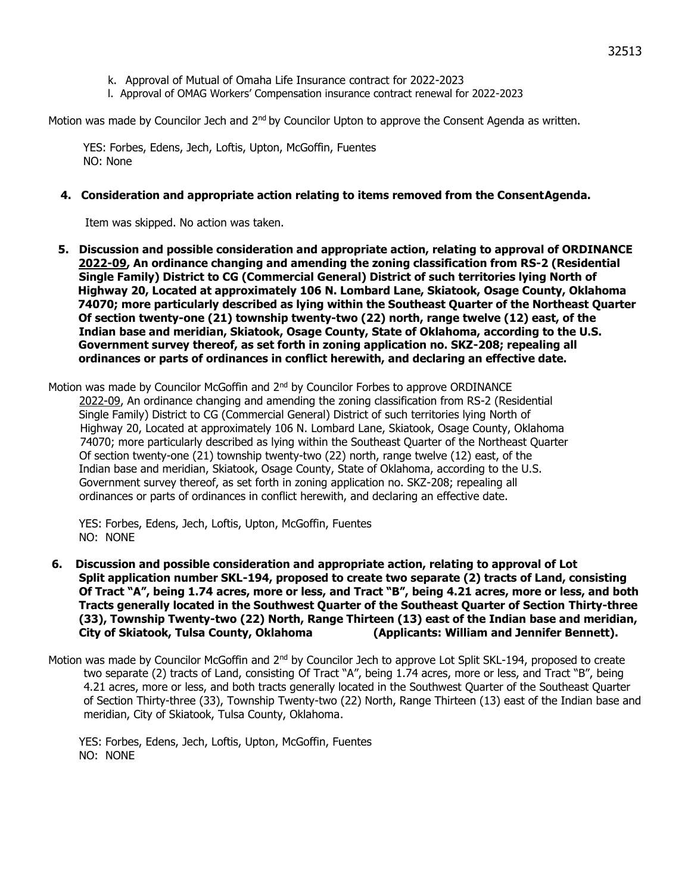k. Approval of Mutual of Omaha Life Insurance contract for 2022-2023
l. Approval of OMAG Workers' Compensation insurance contract renewal for 2022-2023

Motion was made by Councilor Jech and 2nd by Councilor Upton to approve the Consent Agenda as written.

YES: Forbes, Edens, Jech, Loftis, Upton, McGoffin, Fuentes
NO: None

**4. Consideration and appropriate action relating to items removed from the ConsentAgenda.**

Item was skipped. No action was taken.

**5. Discussion and possible consideration and appropriate action, relating to approval of ORDINANCE 2022-09, An ordinance changing and amending the zoning classification from RS-2 (Residential Single Family) District to CG (Commercial General) District of such territories lying North of Highway 20, Located at approximately 106 N. Lombard Lane, Skiatook, Osage County, Oklahoma 74070; more particularly described as lying within the Southeast Quarter of the Northeast Quarter Of section twenty-one (21) township twenty-two (22) north, range twelve (12) east, of the Indian base and meridian, Skiatook, Osage County, State of Oklahoma, according to the U.S. Government survey thereof, as set forth in zoning application no. SKZ-208; repealing all ordinances or parts of ordinances in conflict herewith, and declaring an effective date.**

Motion was made by Councilor McGoffin and 2nd by Councilor Forbes to approve ORDINANCE 2022-09, An ordinance changing and amending the zoning classification from RS-2 (Residential Single Family) District to CG (Commercial General) District of such territories lying North of Highway 20, Located at approximately 106 N. Lombard Lane, Skiatook, Osage County, Oklahoma 74070; more particularly described as lying within the Southeast Quarter of the Northeast Quarter Of section twenty-one (21) township twenty-two (22) north, range twelve (12) east, of the Indian base and meridian, Skiatook, Osage County, State of Oklahoma, according to the U.S. Government survey thereof, as set forth in zoning application no. SKZ-208; repealing all ordinances or parts of ordinances in conflict herewith, and declaring an effective date.

YES: Forbes, Edens, Jech, Loftis, Upton, McGoffin, Fuentes
NO: NONE

**6. Discussion and possible consideration and appropriate action, relating to approval of Lot Split application number SKL-194, proposed to create two separate (2) tracts of Land, consisting Of Tract "A", being 1.74 acres, more or less, and Tract "B", being 4.21 acres, more or less, and both Tracts generally located in the Southwest Quarter of the Southeast Quarter of Section Thirty-three (33), Township Twenty-two (22) North, Range Thirteen (13) east of the Indian base and meridian, City of Skiatook, Tulsa County, Oklahoma (Applicants: William and Jennifer Bennett).**

Motion was made by Councilor McGoffin and 2nd by Councilor Jech to approve Lot Split SKL-194, proposed to create two separate (2) tracts of Land, consisting Of Tract "A", being 1.74 acres, more or less, and Tract "B", being 4.21 acres, more or less, and both tracts generally located in the Southwest Quarter of the Southeast Quarter of Section Thirty-three (33), Township Twenty-two (22) North, Range Thirteen (13) east of the Indian base and meridian, City of Skiatook, Tulsa County, Oklahoma.

YES: Forbes, Edens, Jech, Loftis, Upton, McGoffin, Fuentes
NO: NONE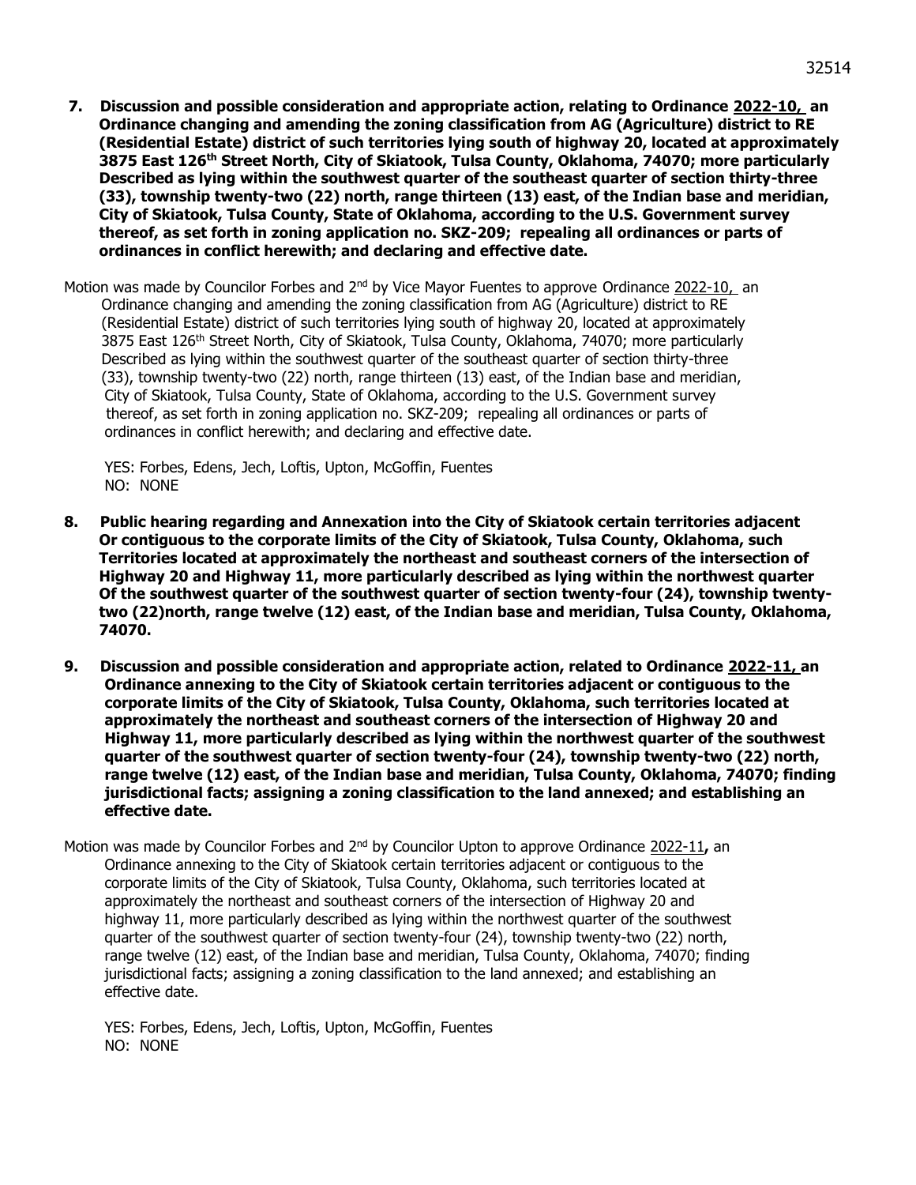**7. Discussion and possible consideration and appropriate action, relating to Ordinance 2022-10, an Ordinance changing and amending the zoning classification from AG (Agriculture) district to RE (Residential Estate) district of such territories lying south of highway 20, located at approximately 3875 East 126th Street North, City of Skiatook, Tulsa County, Oklahoma, 74070; more particularly Described as lying within the southwest quarter of the southeast quarter of section thirty-three (33), township twenty-two (22) north, range thirteen (13) east, of the Indian base and meridian, City of Skiatook, Tulsa County, State of Oklahoma, according to the U.S. Government survey thereof, as set forth in zoning application no. SKZ-209; repealing all ordinances or parts of ordinances in conflict herewith; and declaring and effective date.**

Motion was made by Councilor Forbes and 2nd by Vice Mayor Fuentes to approve Ordinance 2022-10, an Ordinance changing and amending the zoning classification from AG (Agriculture) district to RE (Residential Estate) district of such territories lying south of highway 20, located at approximately 3875 East 126th Street North, City of Skiatook, Tulsa County, Oklahoma, 74070; more particularly Described as lying within the southwest quarter of the southeast quarter of section thirty-three (33), township twenty-two (22) north, range thirteen (13) east, of the Indian base and meridian, City of Skiatook, Tulsa County, State of Oklahoma, according to the U.S. Government survey thereof, as set forth in zoning application no. SKZ-209; repealing all ordinances or parts of ordinances in conflict herewith; and declaring and effective date.

YES: Forbes, Edens, Jech, Loftis, Upton, McGoffin, Fuentes
NO: NONE

**8. Public hearing regarding and Annexation into the City of Skiatook certain territories adjacent Or contiguous to the corporate limits of the City of Skiatook, Tulsa County, Oklahoma, such Territories located at approximately the northeast and southeast corners of the intersection of Highway 20 and Highway 11, more particularly described as lying within the northwest quarter Of the southwest quarter of the southwest quarter of section twenty-four (24), township twenty-two (22)north, range twelve (12) east, of the Indian base and meridian, Tulsa County, Oklahoma, 74070.**

**9. Discussion and possible consideration and appropriate action, related to Ordinance 2022-11, an Ordinance annexing to the City of Skiatook certain territories adjacent or contiguous to the corporate limits of the City of Skiatook, Tulsa County, Oklahoma, such territories located at approximately the northeast and southeast corners of the intersection of Highway 20 and Highway 11, more particularly described as lying within the northwest quarter of the southwest quarter of the southwest quarter of section twenty-four (24), township twenty-two (22) north, range twelve (12) east, of the Indian base and meridian, Tulsa County, Oklahoma, 74070; finding jurisdictional facts; assigning a zoning classification to the land annexed; and establishing an effective date.**

Motion was made by Councilor Forbes and 2nd by Councilor Upton to approve Ordinance 2022-11, an Ordinance annexing to the City of Skiatook certain territories adjacent or contiguous to the corporate limits of the City of Skiatook, Tulsa County, Oklahoma, such territories located at approximately the northeast and southeast corners of the intersection of Highway 20 and highway 11, more particularly described as lying within the northwest quarter of the southwest quarter of the southwest quarter of section twenty-four (24), township twenty-two (22) north, range twelve (12) east, of the Indian base and meridian, Tulsa County, Oklahoma, 74070; finding jurisdictional facts; assigning a zoning classification to the land annexed; and establishing an effective date.

YES: Forbes, Edens, Jech, Loftis, Upton, McGoffin, Fuentes
NO: NONE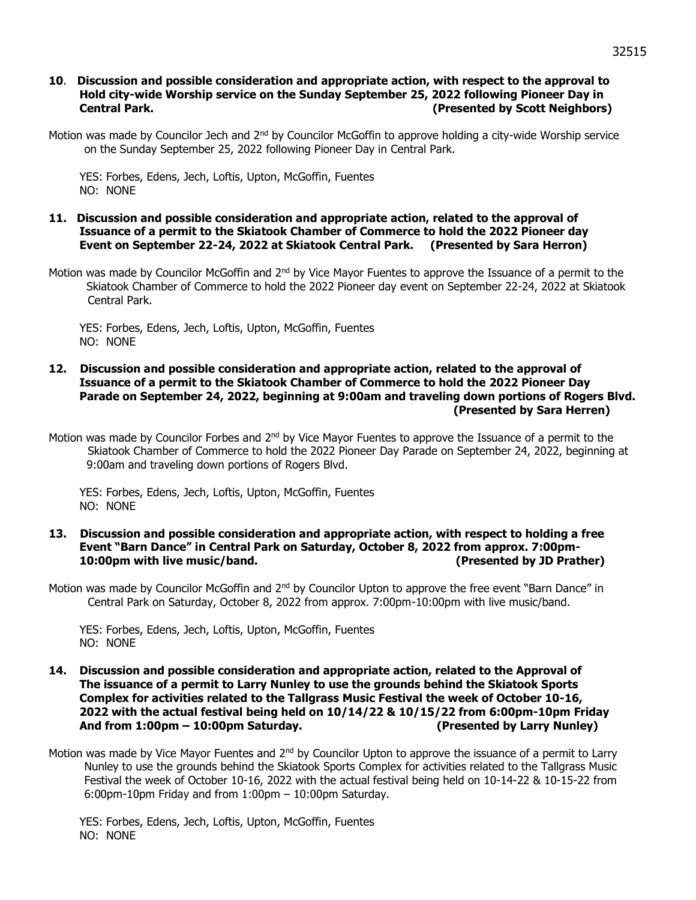**10**. **Discussion and possible consideration and appropriate action, with respect to the approval to Hold city-wide Worship service on the Sunday September 25, 2022 following Pioneer Day in Central Park. (Presented by Scott Neighbors)**

Motion was made by Councilor Jech and 2nd by Councilor McGoffin to approve holding a city-wide Worship service on the Sunday September 25, 2022 following Pioneer Day in Central Park.

YES: Forbes, Edens, Jech, Loftis, Upton, McGoffin, Fuentes
NO: NONE

**11. Discussion and possible consideration and appropriate action, related to the approval of Issuance of a permit to the Skiatook Chamber of Commerce to hold the 2022 Pioneer day Event on September 22-24, 2022 at Skiatook Central Park. (Presented by Sara Herron)**

Motion was made by Councilor McGoffin and 2nd by Vice Mayor Fuentes to approve the Issuance of a permit to the Skiatook Chamber of Commerce to hold the 2022 Pioneer day event on September 22-24, 2022 at Skiatook Central Park.

YES: Forbes, Edens, Jech, Loftis, Upton, McGoffin, Fuentes
NO: NONE

**12. Discussion and possible consideration and appropriate action, related to the approval of Issuance of a permit to the Skiatook Chamber of Commerce to hold the 2022 Pioneer Day Parade on September 24, 2022, beginning at 9:00am and traveling down portions of Rogers Blvd. (Presented by Sara Herren)**

Motion was made by Councilor Forbes and 2nd by Vice Mayor Fuentes to approve the Issuance of a permit to the Skiatook Chamber of Commerce to hold the 2022 Pioneer Day Parade on September 24, 2022, beginning at 9:00am and traveling down portions of Rogers Blvd.

YES: Forbes, Edens, Jech, Loftis, Upton, McGoffin, Fuentes
NO: NONE

**13. Discussion and possible consideration and appropriate action, with respect to holding a free Event "Barn Dance" in Central Park on Saturday, October 8, 2022 from approx. 7:00pm-10:00pm with live music/band. (Presented by JD Prather)**

Motion was made by Councilor McGoffin and 2nd by Councilor Upton to approve the free event "Barn Dance" in Central Park on Saturday, October 8, 2022 from approx. 7:00pm-10:00pm with live music/band.

YES: Forbes, Edens, Jech, Loftis, Upton, McGoffin, Fuentes
NO: NONE

**14. Discussion and possible consideration and appropriate action, related to the Approval of The issuance of a permit to Larry Nunley to use the grounds behind the Skiatook Sports Complex for activities related to the Tallgrass Music Festival the week of October 10-16, 2022 with the actual festival being held on 10/14/22 & 10/15/22 from 6:00pm-10pm Friday And from 1:00pm – 10:00pm Saturday. (Presented by Larry Nunley)**

Motion was made by Vice Mayor Fuentes and 2nd by Councilor Upton to approve the issuance of a permit to Larry Nunley to use the grounds behind the Skiatook Sports Complex for activities related to the Tallgrass Music Festival the week of October 10-16, 2022 with the actual festival being held on 10-14-22 & 10-15-22 from 6:00pm-10pm Friday and from 1:00pm – 10:00pm Saturday.

YES: Forbes, Edens, Jech, Loftis, Upton, McGoffin, Fuentes
NO: NONE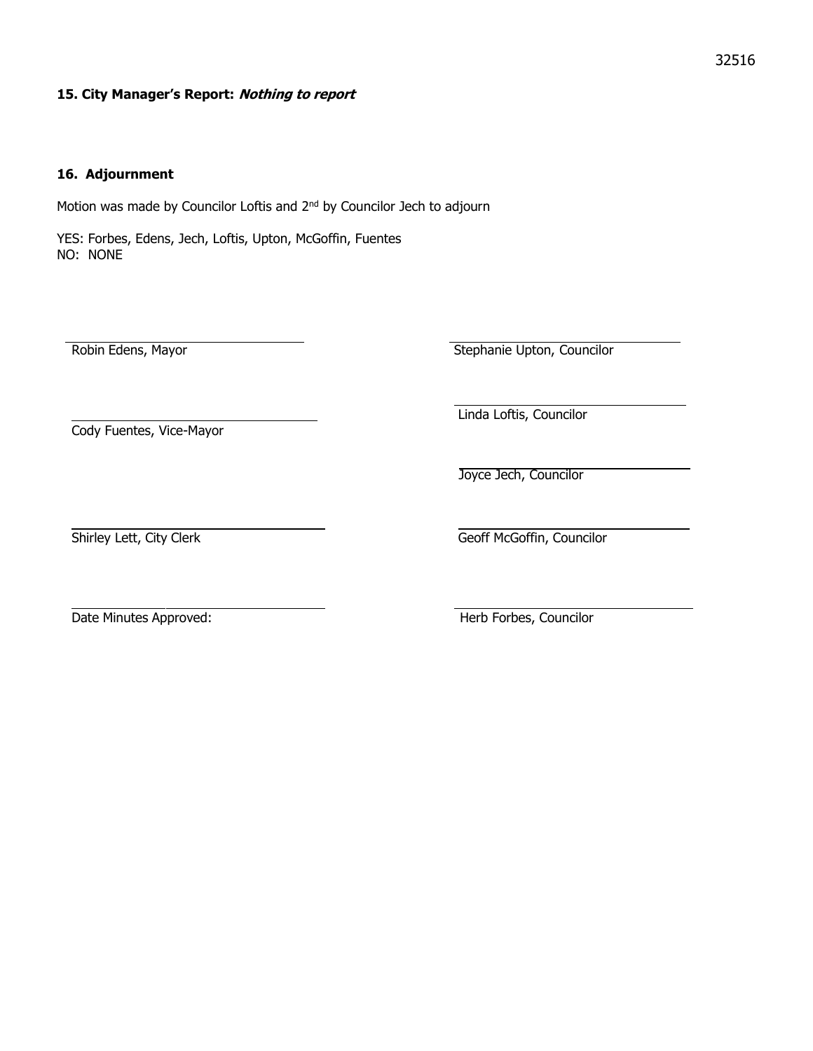**15. City Manager's Report:** ***Nothing to report***

**16. Adjournment**

Motion was made by Councilor Loftis and 2nd by Councilor Jech to adjourn

YES: Forbes, Edens, Jech, Loftis, Upton, McGoffin, Fuentes
NO: NONE

Robin Edens, Mayor

Stephanie Upton, Councilor

Linda Loftis, Councilor

Cody Fuentes, Vice-Mayor

Joyce Jech, Councilor

Shirley Lett, City Clerk

Geoff McGoffin, Councilor

Date Minutes Approved:

Herb Forbes, Councilor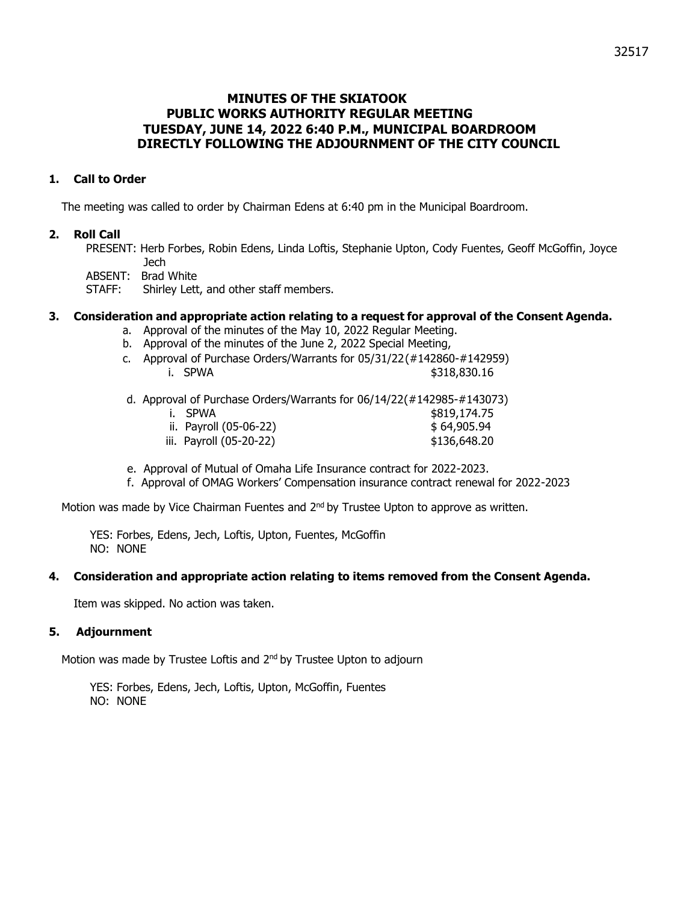# MINUTES OF THE SKIATOOK PUBLIC WORKS AUTHORITY REGULAR MEETING TUESDAY, JUNE 14, 2022 6:40 P.M., MUNICIPAL BOARDROOM DIRECTLY FOLLOWING THE ADJOURNMENT OF THE CITY COUNCIL

## 1. Call to Order

The meeting was called to order by Chairman Edens at 6:40 pm in the Municipal Boardroom.

## 2. Roll Call

PRESENT: Herb Forbes, Robin Edens, Linda Loftis, Stephanie Upton, Cody Fuentes, Geoff McGoffin, Joyce Jech
ABSENT: Brad White
STAFF: Shirley Lett, and other staff members.

## 3. Consideration and appropriate action relating to a request for approval of the Consent Agenda.

a. Approval of the minutes of the May 10, 2022 Regular Meeting.
b. Approval of the minutes of the June 2, 2022 Special Meeting,
c. Approval of Purchase Orders/Warrants for 05/31/22(#142860-#142959)
   i. SPWA $318,830.16

d. Approval of Purchase Orders/Warrants for 06/14/22(#142985-#143073)
   i. SPWA $819,174.75
   ii. Payroll (05-06-22) $ 64,905.94
   iii. Payroll (05-20-22) $136,648.20

e. Approval of Mutual of Omaha Life Insurance contract for 2022-2023.
f. Approval of OMAG Workers' Compensation insurance contract renewal for 2022-2023

Motion was made by Vice Chairman Fuentes and 2nd by Trustee Upton to approve as written.

YES: Forbes, Edens, Jech, Loftis, Upton, Fuentes, McGoffin
NO: NONE

## 4. Consideration and appropriate action relating to items removed from the Consent Agenda.

Item was skipped. No action was taken.

## 5. Adjournment

Motion was made by Trustee Loftis and 2nd by Trustee Upton to adjourn

YES: Forbes, Edens, Jech, Loftis, Upton, McGoffin, Fuentes
NO: NONE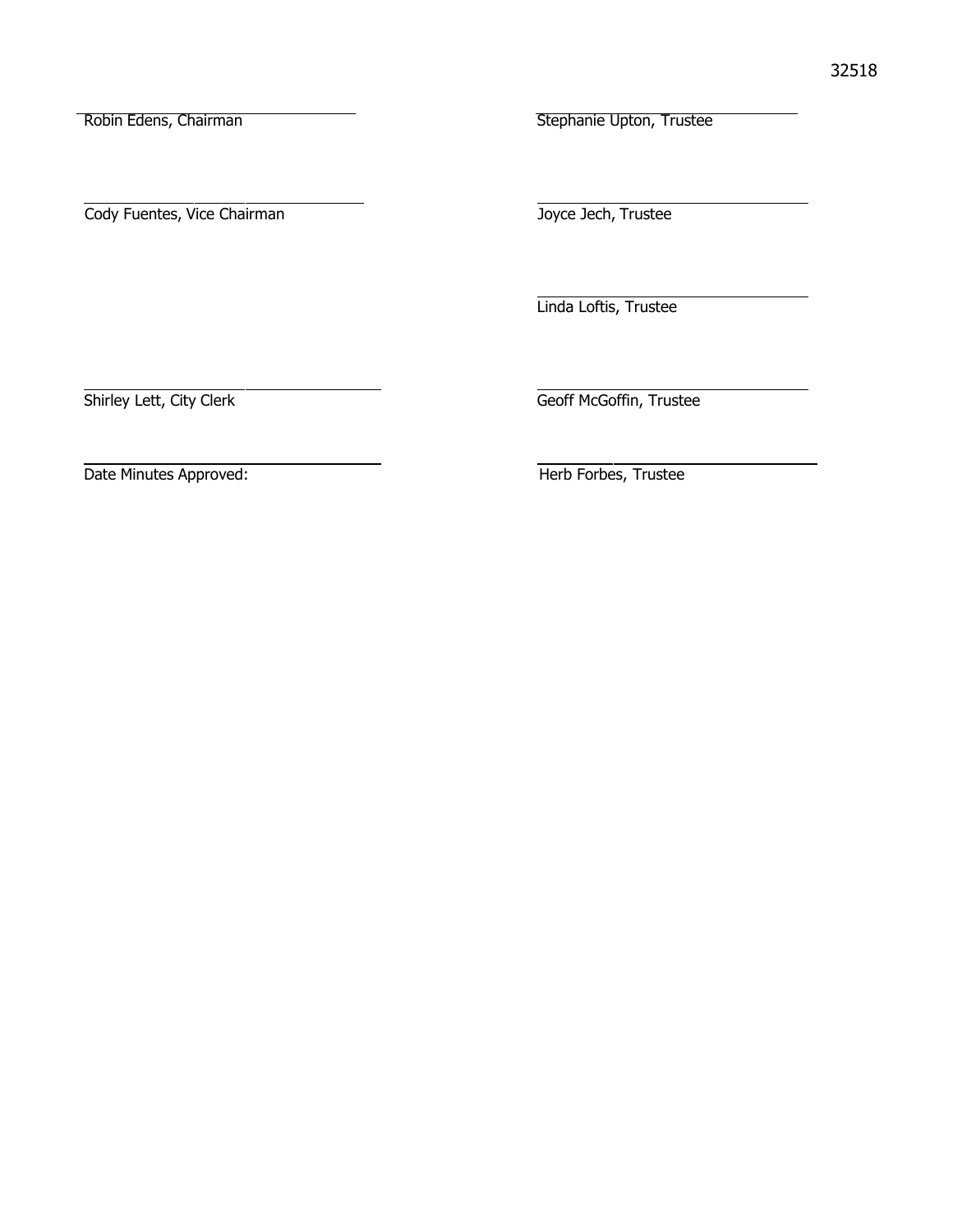Robin Edens, Chairman

Stephanie Upton, Trustee

Cody Fuentes, Vice Chairman

Joyce Jech, Trustee

Linda Loftis, Trustee

Shirley Lett, City Clerk

Geoff McGoffin, Trustee

Date Minutes Approved:

Herb Forbes, Trustee